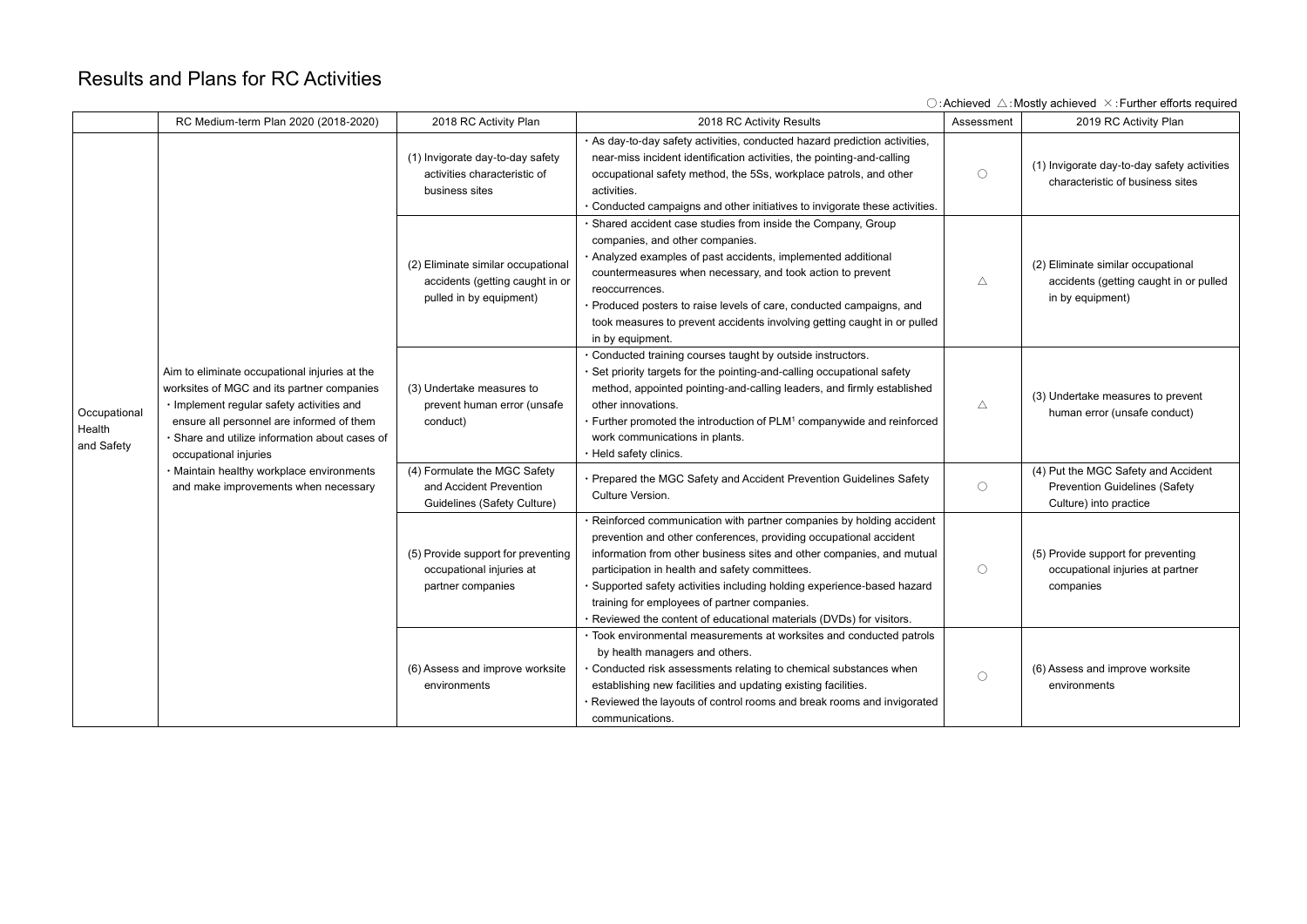# Results and Plans for RC Activities

○:Achieved △:Mostly achieved ×:Further efforts required

| | RC Medium-term Plan 2020 (2018-2020) | 2018 RC Activity Plan | 2018 RC Activity Results | Assessment | 2019 RC Activity Plan |
|---|---|---|---|---|---|
| Occupational Health and Safety | Aim to eliminate occupational injuries at the worksites of MGC and its partner companies<br>・Implement regular safety activities and ensure all personnel are informed of them<br>・Share and utilize information about cases of occupational injuries<br>・Maintain healthy workplace environments and make improvements when necessary | (1) Invigorate day-to-day safety activities characteristic of business sites | ・As day-to-day safety activities, conducted hazard prediction activities, near-miss incident identification activities, the pointing-and-calling occupational safety method, the 5Ss, workplace patrols, and other activities.<br>・Conducted campaigns and other initiatives to invigorate these activities. | ○ | (1) Invigorate day-to-day safety activities characteristic of business sites |
| | | (2) Eliminate similar occupational accidents (getting caught in or pulled in by equipment) | ・Shared accident case studies from inside the Company, Group companies, and other companies.<br>・Analyzed examples of past accidents, implemented additional countermeasures when necessary, and took action to prevent reoccurrences.<br>・Produced posters to raise levels of care, conducted campaigns, and took measures to prevent accidents involving getting caught in or pulled in by equipment. | △ | (2) Eliminate similar occupational accidents (getting caught in or pulled in by equipment) |
| | | (3) Undertake measures to prevent human error (unsafe conduct) | ・Conducted training courses taught by outside instructors.<br>・Set priority targets for the pointing-and-calling occupational safety method, appointed pointing-and-calling leaders, and firmly established other innovations.<br>・Further promoted the introduction of PLM[1] companywide and reinforced work communications in plants.<br>・Held safety clinics. | △ | (3) Undertake measures to prevent human error (unsafe conduct) |
| | | (4) Formulate the MGC Safety and Accident Prevention Guidelines (Safety Culture) | ・Prepared the MGC Safety and Accident Prevention Guidelines Safety Culture Version. | ○ | (4) Put the MGC Safety and Accident Prevention Guidelines (Safety Culture) into practice |
| | | (5) Provide support for preventing occupational injuries at partner companies | ・Reinforced communication with partner companies by holding accident prevention and other conferences, providing occupational accident information from other business sites and other companies, and mutual participation in health and safety committees.<br>・Supported safety activities including holding experience-based hazard training for employees of partner companies.<br>・Reviewed the content of educational materials (DVDs) for visitors. | ○ | (5) Provide support for preventing occupational injuries at partner companies |
| | | (6) Assess and improve worksite environments | ・Took environmental measurements at worksites and conducted patrols by health managers and others.<br>・Conducted risk assessments relating to chemical substances when establishing new facilities and updating existing facilities.<br>・Reviewed the layouts of control rooms and break rooms and invigorated communications. | ○ | (6) Assess and improve worksite environments |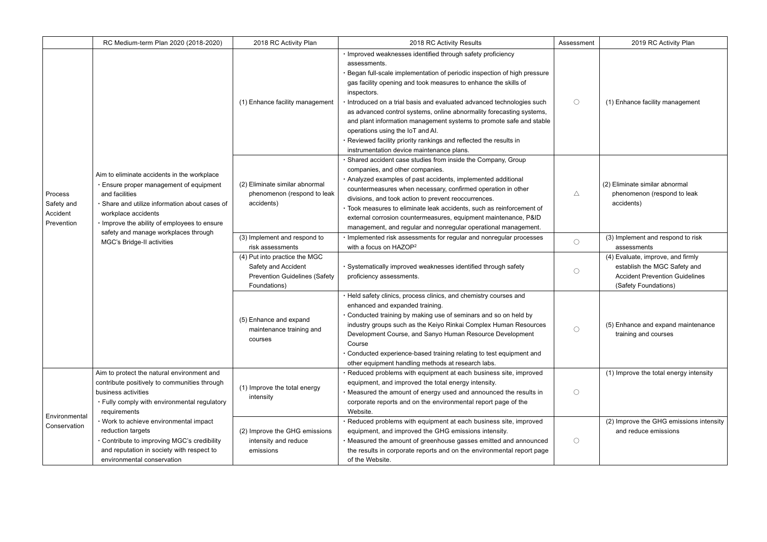|  | RC Medium-term Plan 2020 (2018-2020) | 2018 RC Activity Plan | 2018 RC Activity Results | Assessment | 2019 RC Activity Plan |
|---|---|---|---|---|---|
| Process Safety and Accident Prevention | Aim to eliminate accidents in the workplace<br>・Ensure proper management of equipment and facilities<br>・Share and utilize information about cases of workplace accidents<br>・Improve the ability of employees to ensure safety and manage workplaces through MGC's Bridge-II activities | (1) Enhance facility management | ・Improved weaknesses identified through safety proficiency assessments.<br>・Began full-scale implementation of periodic inspection of high pressure gas facility opening and took measures to enhance the skills of inspectors.<br>・Introduced on a trial basis and evaluated advanced technologies such as advanced control systems, online abnormality forecasting systems, and plant information management systems to promote safe and stable operations using the IoT and AI.<br>・Reviewed facility priority rankings and reflected the results in instrumentation device maintenance plans. | ○ | (1) Enhance facility management |
|  |  | (2) Eliminate similar abnormal phenomenon (respond to leak accidents) | ・Shared accident case studies from inside the Company, Group companies, and other companies.<br>・Analyzed examples of past accidents, implemented additional countermeasures when necessary, confirmed operation in other divisions, and took action to prevent reoccurrences.<br>・Took measures to eliminate leak accidents, such as reinforcement of external corrosion countermeasures, equipment maintenance, P&ID management, and regular and nonregular operational management. | △ | (2) Eliminate similar abnormal phenomenon (respond to leak accidents) |
|  |  | (3) Implement and respond to risk assessments | ・Implemented risk assessments for regular and nonregular processes with a focus on HAZOP[2] | ○ | (3) Implement and respond to risk assessments |
|  |  | (4) Put into practice the MGC Safety and Accident Prevention Guidelines (Safety Foundations) | ・Systematically improved weaknesses identified through safety proficiency assessments. | ○ | (4) Evaluate, improve, and firmly establish the MGC Safety and Accident Prevention Guidelines (Safety Foundations) |
|  |  | (5) Enhance and expand maintenance training and courses | ・Held safety clinics, process clinics, and chemistry courses and enhanced and expanded training.<br>・Conducted training by making use of seminars and so on held by industry groups such as the Keiyo Rinkai Complex Human Resources Development Course, and Sanyo Human Resource Development Course<br>・Conducted experience-based training relating to test equipment and other equipment handling methods at research labs. | ○ | (5) Enhance and expand maintenance training and courses |
| Environmental Conservation | Aim to protect the natural environment and contribute positively to communities through business activities<br>・Fully comply with environmental regulatory requirements<br>・Work to achieve environmental impact reduction targets<br>・Contribute to improving MGC's credibility and reputation in society with respect to environmental conservation | (1) Improve the total energy intensity | ・Reduced problems with equipment at each business site, improved equipment, and improved the total energy intensity.<br>・Measured the amount of energy used and announced the results in corporate reports and on the environmental report page of the Website. | ○ | (1) Improve the total energy intensity |
|  |  | (2) Improve the GHG emissions intensity and reduce emissions | ・Reduced problems with equipment at each business site, improved equipment, and improved the GHG emissions intensity.<br>・Measured the amount of greenhouse gasses emitted and announced the results in corporate reports and on the environmental report page of the Website. | ○ | (2) Improve the GHG emissions intensity and reduce emissions |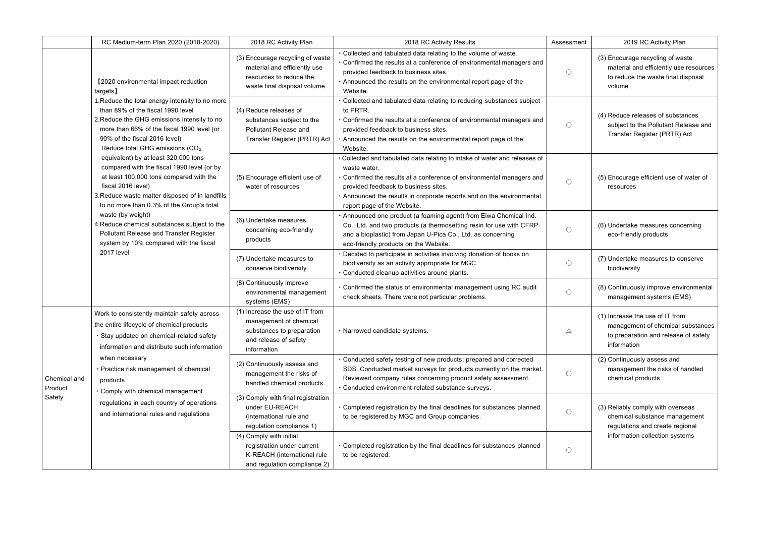| | RC Medium-term Plan 2020 (2018-2020) | 2018 RC Activity Plan | 2018 RC Activity Results | Assessment | 2019 RC Activity Plan |
|---|---|---|---|---|---|
| | 【2020 environmental impact reduction targets】<br>1. Reduce the total energy intensity to no more than 89% of the fiscal 1990 level<br>2. Reduce the GHG emissions intensity to no more than 66% of the fiscal 1990 level (or 90% of the fiscal 2016 level)<br>Reduce total GHG emissions ($CO_2$ equivalent) by at least 320,000 tons compared with the fiscal 1990 level (or by at least 100,000 tons compared with the fiscal 2016 level)<br>3. Reduce waste matter disposed of in landfills to no more than 0.3% of the Group's total waste (by weight)<br>4. Reduce chemical substances subject to the Pollutant Release and Transfer Register system by 10% compared with the fiscal 2017 level | (3) Encourage recycling of waste material and efficiently use resources to reduce the waste final disposal volume | ・Collected and tabulated data relating to the volume of waste.<br>・Confirmed the results at a conference of environmental managers and provided feedback to business sites.<br>・Announced the results on the environmental report page of the Website. | ○ | (3) Encourage recycling of waste material and efficiently use resources to reduce the waste final disposal volume |
| | | (4) Reduce releases of substances subject to the Pollutant Release and Transfer Register (PRTR) Act | ・Collected and tabulated data relating to reducing substances subject to PRTR.<br>・Confirmed the results at a conference of environmental managers and provided feedback to business sites.<br>・Announced the results on the environmental report page of the Website. | ○ | (4) Reduce releases of substances subject to the Pollutant Release and Transfer Register (PRTR) Act |
| | | (5) Encourage efficient use of water of resources | ・Collected and tabulated data relating to intake of water and releases of waste water.<br>・Confirmed the results at a conference of environmental managers and provided feedback to business sites.<br>・Announced the results in corporate reports and on the environmental report page of the Website. | ○ | (5) Encourage efficient use of water of resources |
| | | (6) Undertake measures concerning eco-friendly products | ・Announced one product (a foaming agent) from Eiwa Chemical Ind. Co., Ltd. and two products (a thermosetting resin for use with CFRP and a bioplastic) from Japan U-Pica Co., Ltd. as concerning eco-friendly products on the Website. | ○ | (6) Undertake measures concerning eco-friendly products |
| | | (7) Undertake measures to conserve biodiversity | ・Decided to participate in activities involving donation of books on biodiversity as an activity appropriate for MGC.<br>・Conducted cleanup activities around plants. | ○ | (7) Undertake measures to conserve biodiversity |
| | | (8) Continuously improve environmental management systems (EMS) | ・Confirmed the status of environmental management using RC audit check sheets. There were not particular problems. | ○ | (8) Continuously improve environmental management systems (EMS) |
| Chemical and Product Safety | Work to consistently maintain safety across the entire lifecycle of chemical products<br>・Stay updated on chemical-related safety information and distribute such information when necessary<br>・Practice risk management of chemical products<br>・Comply with chemical management regulations in each country of operations and international rules and regulations | (1) Increase the use of IT from management of chemical substances to preparation and release of safety information | ・Narrowed candidate systems. | △ | (1) Increase the use of IT from management of chemical substances to preparation and release of safety information |
| | | (2) Continuously assess and management the risks of handled chemical products | ・Conducted safety testing of new products; prepared and corrected SDS. Conducted market surveys for products currently on the market. Reviewed company rules concerning product safety assessment.<br>・Conducted environment-related substance surveys. | ○ | (2) Continuously assess and management the risks of handled chemical products |
| | | (3) Comply with final registration under EU-REACH (international rule and regulation compliance 1) | ・Completed registration by the final deadlines for substances planned to be registered by MGC and Group companies. | ○ | (3) Reliably comply with overseas chemical substance management regulations and create regional information collection systems |
| | | (4) Comply with initial registration under current K-REACH (international rule and regulation compliance 2) | ・Completed registration by the final deadlines for substances planned to be registered. | ○ | |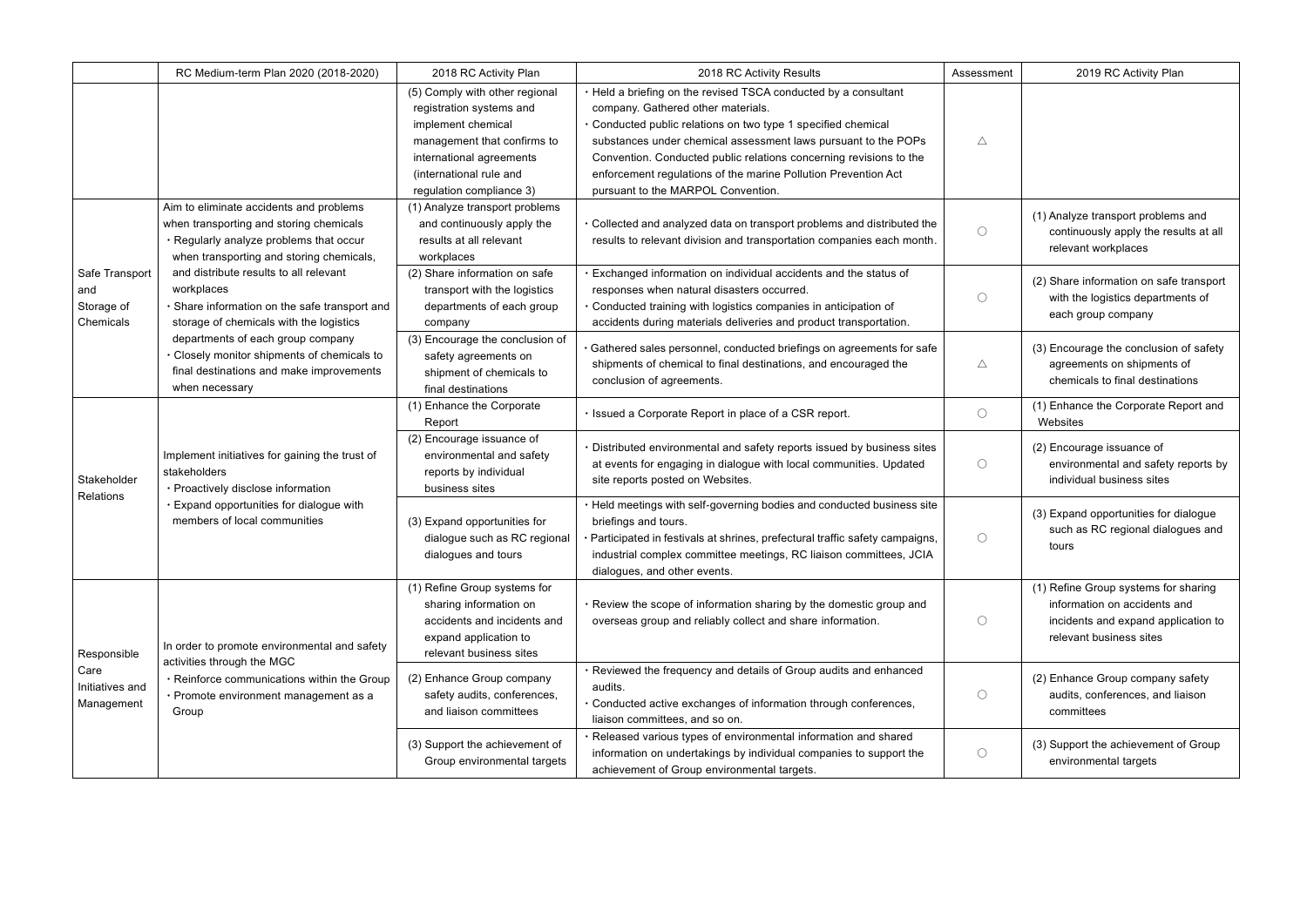| | RC Medium-term Plan 2020 (2018-2020) | 2018 RC Activity Plan | 2018 RC Activity Results | Assessment | 2019 RC Activity Plan |
|---|---|---|---|---|---|
| | | (5) Comply with other regional registration systems and implement chemical management that confirms to international agreements (international rule and regulation compliance 3) | ・Held a briefing on the revised TSCA conducted by a consultant company. Gathered other materials.<br>・Conducted public relations on two type 1 specified chemical substances under chemical assessment laws pursuant to the POPs Convention. Conducted public relations concerning revisions to the enforcement regulations of the marine Pollution Prevention Act pursuant to the MARPOL Convention. | △ | |
| Safe Transport and Storage of Chemicals | Aim to eliminate accidents and problems when transporting and storing chemicals<br>・Regularly analyze problems that occur when transporting and storing chemicals, and distribute results to all relevant workplaces<br>・Share information on the safe transport and storage of chemicals with the logistics departments of each group company<br>・Closely monitor shipments of chemicals to final destinations and make improvements when necessary | (1) Analyze transport problems and continuously apply the results at all relevant workplaces | ・Collected and analyzed data on transport problems and distributed the results to relevant division and transportation companies each month. | ○ | (1) Analyze transport problems and continuously apply the results at all relevant workplaces |
| | | (2) Share information on safe transport with the logistics departments of each group company | ・Exchanged information on individual accidents and the status of responses when natural disasters occurred.<br>・Conducted training with logistics companies in anticipation of accidents during materials deliveries and product transportation. | ○ | (2) Share information on safe transport with the logistics departments of each group company |
| | | (3) Encourage the conclusion of safety agreements on shipment of chemicals to final destinations | ・Gathered sales personnel, conducted briefings on agreements for safe shipments of chemical to final destinations, and encouraged the conclusion of agreements. | △ | (3) Encourage the conclusion of safety agreements on shipments of chemicals to final destinations |
| Stakeholder Relations | Implement initiatives for gaining the trust of stakeholders<br>・Proactively disclose information<br>・Expand opportunities for dialogue with members of local communities | (1) Enhance the Corporate Report | ・Issued a Corporate Report in place of a CSR report. | ○ | (1) Enhance the Corporate Report and Websites |
| | | (2) Encourage issuance of environmental and safety reports by individual business sites | ・Distributed environmental and safety reports issued by business sites at events for engaging in dialogue with local communities. Updated site reports posted on Websites. | ○ | (2) Encourage issuance of environmental and safety reports by individual business sites |
| | | (3) Expand opportunities for dialogue such as RC regional dialogues and tours | ・Held meetings with self-governing bodies and conducted business site briefings and tours.<br>・Participated in festivals at shrines, prefectural traffic safety campaigns, industrial complex committee meetings, RC liaison committees, JCIA dialogues, and other events. | ○ | (3) Expand opportunities for dialogue such as RC regional dialogues and tours |
| Responsible Care Initiatives and Management | In order to promote environmental and safety activities through the MGC<br>・Reinforce communications within the Group<br>・Promote environment management as a Group | (1) Refine Group systems for sharing information on accidents and incidents and expand application to relevant business sites | ・Review the scope of information sharing by the domestic group and overseas group and reliably collect and share information. | ○ | (1) Refine Group systems for sharing information on accidents and incidents and expand application to relevant business sites |
| | | (2) Enhance Group company safety audits, conferences, and liaison committees | ・Reviewed the frequency and details of Group audits and enhanced audits.<br>・Conducted active exchanges of information through conferences, liaison committees, and so on. | ○ | (2) Enhance Group company safety audits, conferences, and liaison committees |
| | | (3) Support the achievement of Group environmental targets | ・Released various types of environmental information and shared information on undertakings by individual companies to support the achievement of Group environmental targets. | ○ | (3) Support the achievement of Group environmental targets |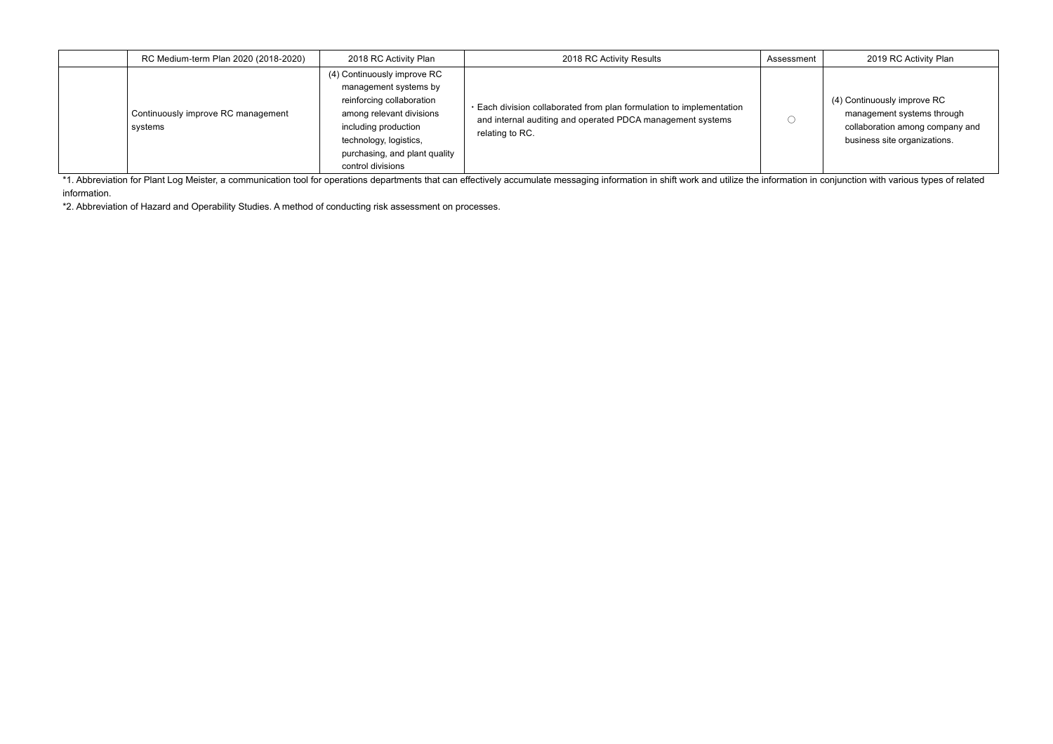| | RC Medium-term Plan 2020 (2018-2020) | 2018 RC Activity Plan | 2018 RC Activity Results | Assessment | 2019 RC Activity Plan |
|---|---|---|---|---|---|
| | Continuously improve RC management systems | (4) Continuously improve RC management systems by reinforcing collaboration among relevant divisions including production technology, logistics, purchasing, and plant quality control divisions | ・Each division collaborated from plan formulation to implementation and internal auditing and operated PDCA management systems relating to RC. | ○ | (4) Continuously improve RC management systems through collaboration among company and business site organizations. |

*1. Abbreviation for Plant Log Meister, a communication tool for operations departments that can effectively accumulate messaging information in shift work and utilize the information in conjunction with various types of related information.

*2. Abbreviation of Hazard and Operability Studies. A method of conducting risk assessment on processes.